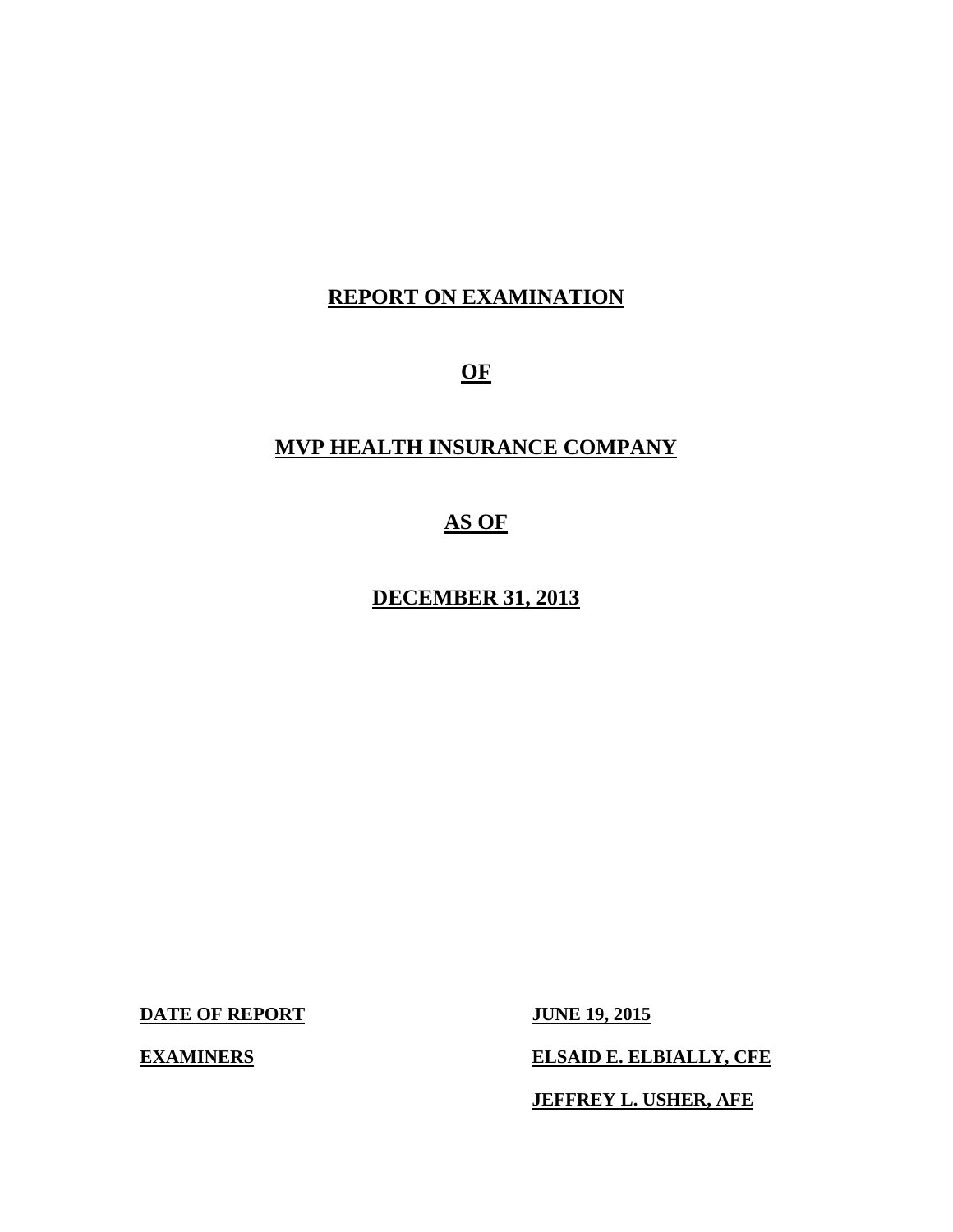# REPORT ON EXAMINATION

# OF

# MVP HEALTH INSURANCE COMPANY

# AS OF

# DECEMBER 31, 2013

| | |
|---|---|
| **DATE OF REPORT** | **JUNE 19, 2015** |
| **EXAMINERS** | **ELSAID E. ELBIALLY, CFE** |
| | **JEFFREY L. USHER, AFE** |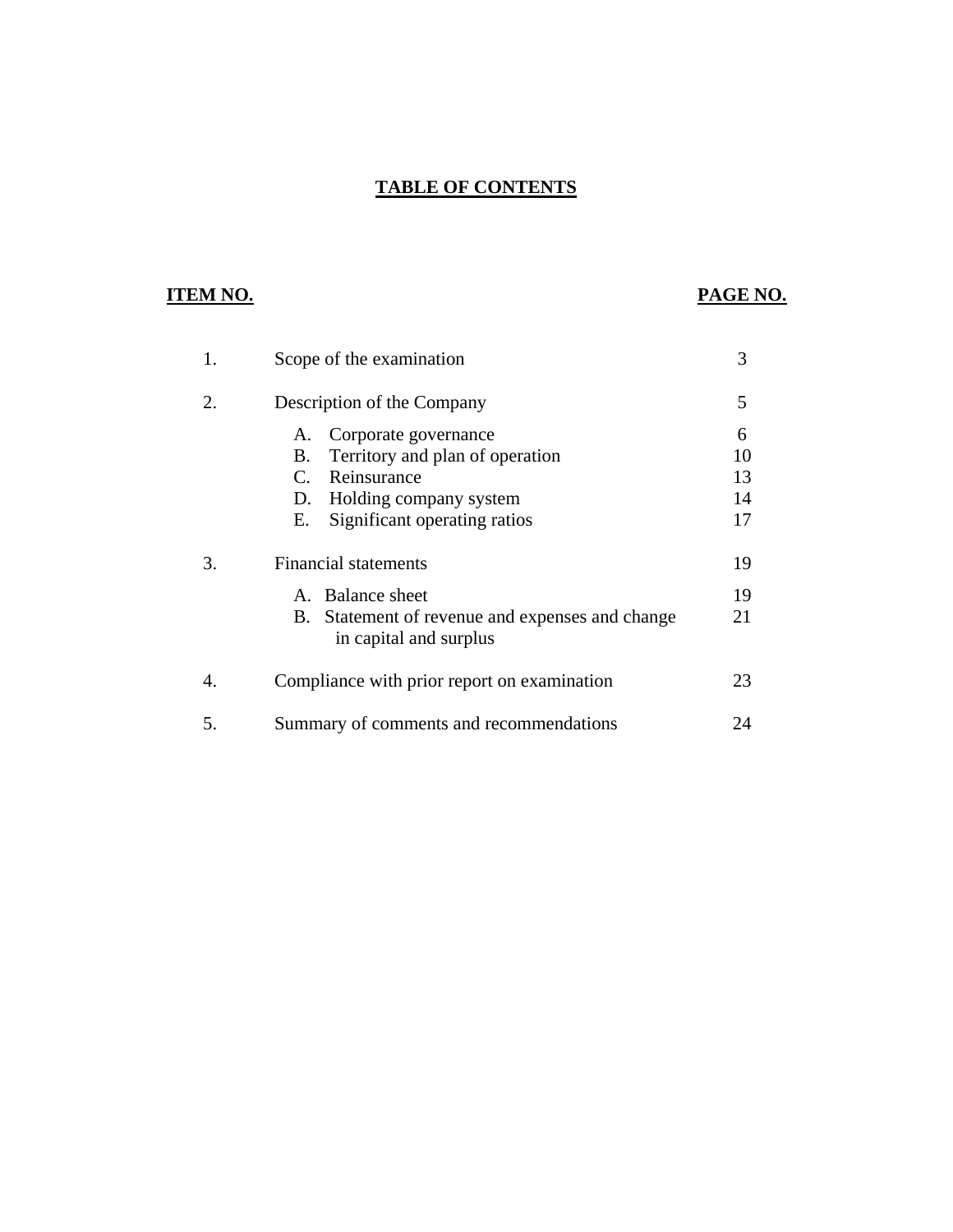# TABLE OF CONTENTS

| ITEM NO. | | PAGE NO. |
|---|---|---|
| 1. | Scope of the examination | 3 |
| 2. | Description of the Company | 5 |
| | A. Corporate governance | 6 |
| | B. Territory and plan of operation | 10 |
| | C. Reinsurance | 13 |
| | D. Holding company system | 14 |
| | E. Significant operating ratios | 17 |
| 3. | Financial statements | 19 |
| | A. Balance sheet | 19 |
| | B. Statement of revenue and expenses and change in capital and surplus | 21 |
| 4. | Compliance with prior report on examination | 23 |
| 5. | Summary of comments and recommendations | 24 |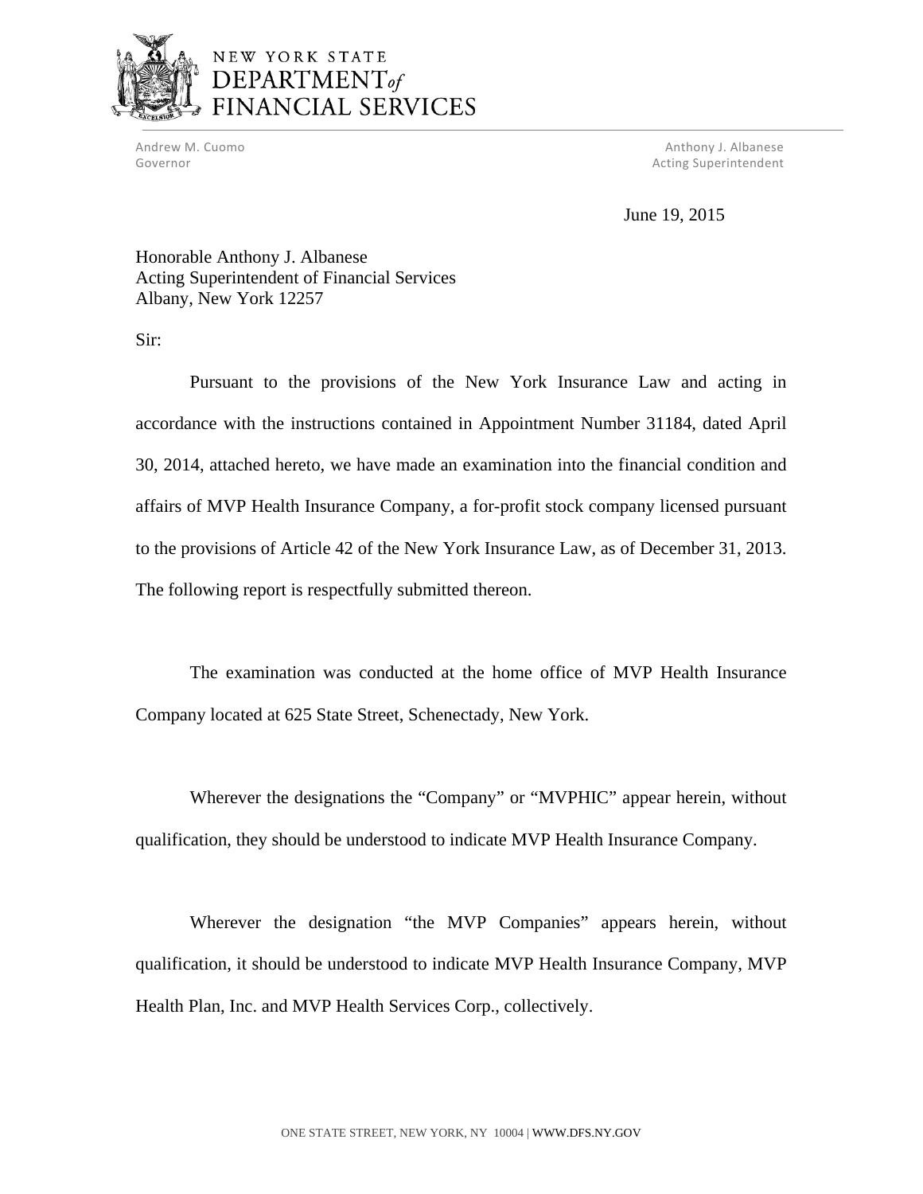NEW YORK STATE
DEPARTMENT *of*
FINANCIAL SERVICES

Andrew M. Cuomo
Governor

Anthony J. Albanese
Acting Superintendent

June 19, 2015

Honorable Anthony J. Albanese
Acting Superintendent of Financial Services
Albany, New York 12257

Sir:

Pursuant to the provisions of the New York Insurance Law and acting in accordance with the instructions contained in Appointment Number 31184, dated April 30, 2014, attached hereto, we have made an examination into the financial condition and affairs of MVP Health Insurance Company, a for-profit stock company licensed pursuant to the provisions of Article 42 of the New York Insurance Law, as of December 31, 2013. The following report is respectfully submitted thereon.

The examination was conducted at the home office of MVP Health Insurance Company located at 625 State Street, Schenectady, New York.

Wherever the designations the "Company" or "MVPHIC" appear herein, without qualification, they should be understood to indicate MVP Health Insurance Company.

Wherever the designation "the MVP Companies" appears herein, without qualification, it should be understood to indicate MVP Health Insurance Company, MVP Health Plan, Inc. and MVP Health Services Corp., collectively.

ONE STATE STREET, NEW YORK, NY 10004 | WWW.DFS.NY.GOV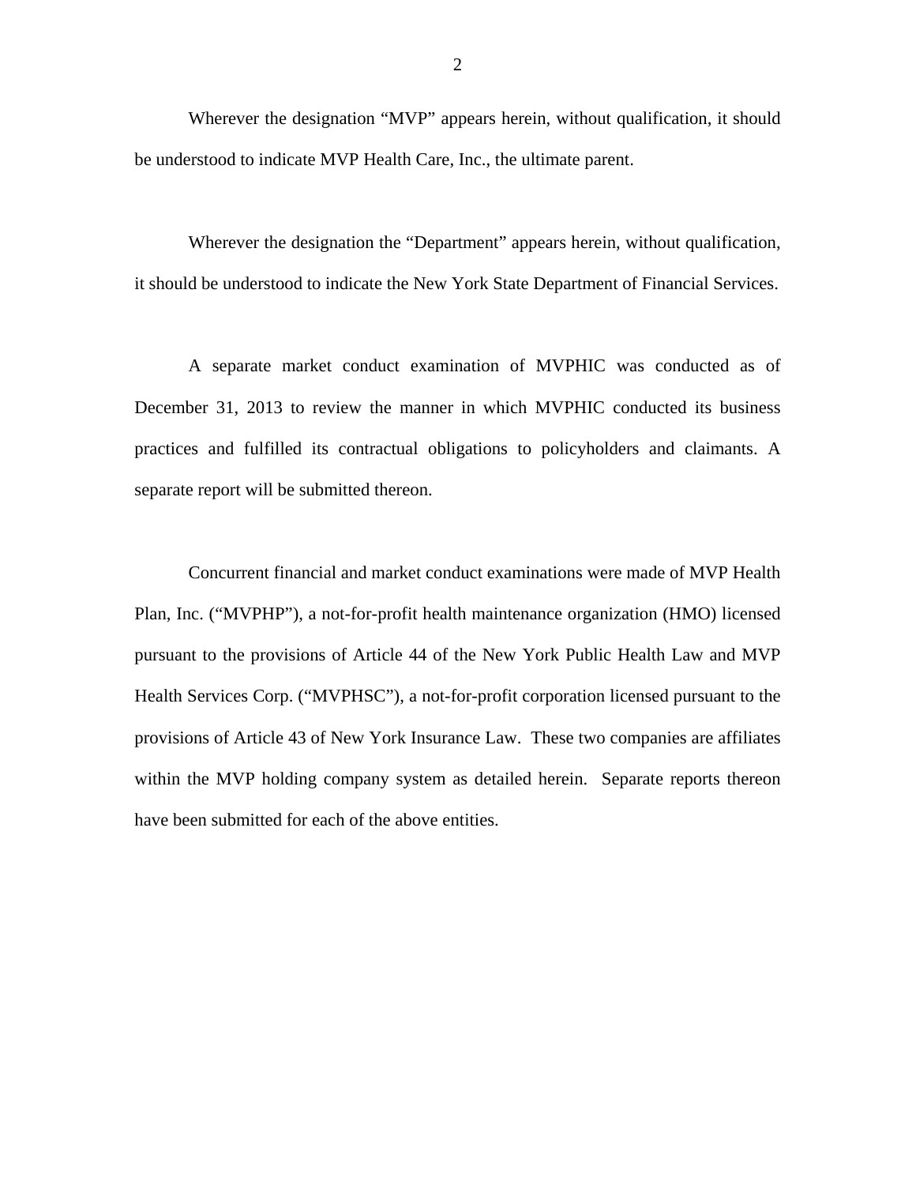Wherever the designation "MVP" appears herein, without qualification, it should be understood to indicate MVP Health Care, Inc., the ultimate parent.

Wherever the designation the "Department" appears herein, without qualification, it should be understood to indicate the New York State Department of Financial Services.

A separate market conduct examination of MVPHIC was conducted as of December 31, 2013 to review the manner in which MVPHIC conducted its business practices and fulfilled its contractual obligations to policyholders and claimants. A separate report will be submitted thereon.

Concurrent financial and market conduct examinations were made of MVP Health Plan, Inc. ("MVPHP"), a not-for-profit health maintenance organization (HMO) licensed pursuant to the provisions of Article 44 of the New York Public Health Law and MVP Health Services Corp. ("MVPHSC"), a not-for-profit corporation licensed pursuant to the provisions of Article 43 of New York Insurance Law. These two companies are affiliates within the MVP holding company system as detailed herein. Separate reports thereon have been submitted for each of the above entities.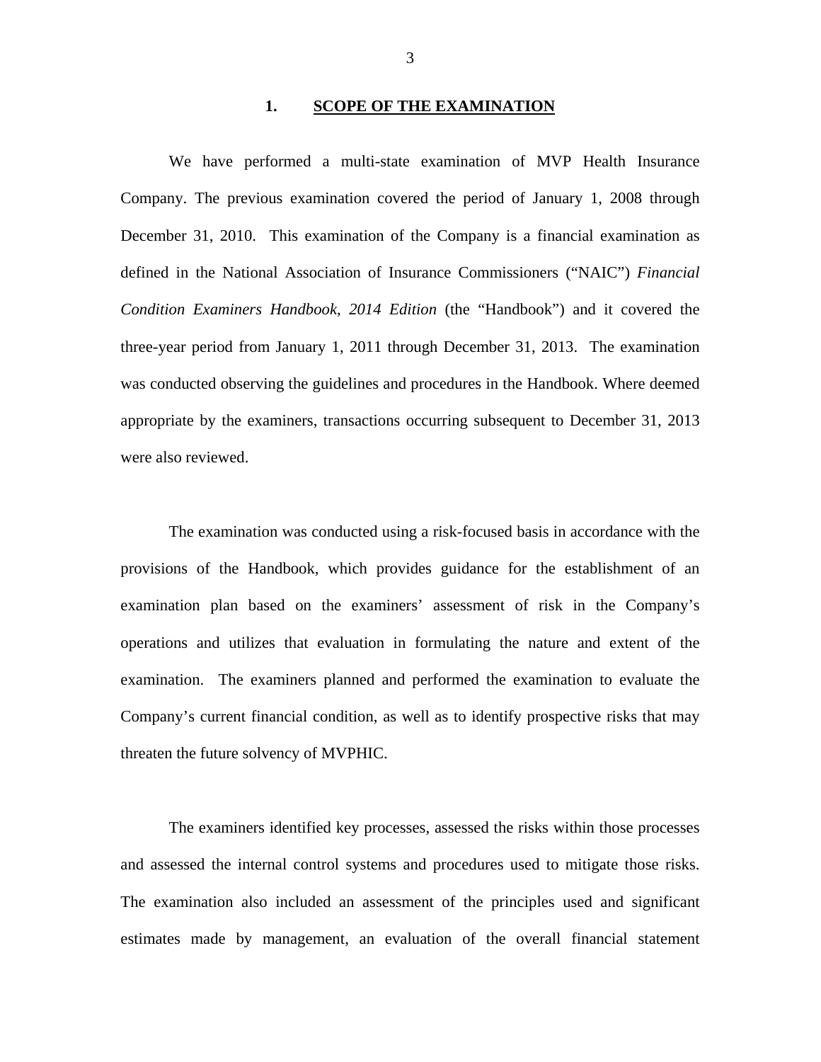## 1. SCOPE OF THE EXAMINATION

We have performed a multi-state examination of MVP Health Insurance Company. The previous examination covered the period of January 1, 2008 through December 31, 2010. This examination of the Company is a financial examination as defined in the National Association of Insurance Commissioners ("NAIC") *Financial Condition Examiners Handbook, 2014 Edition* (the "Handbook") and it covered the three-year period from January 1, 2011 through December 31, 2013. The examination was conducted observing the guidelines and procedures in the Handbook. Where deemed appropriate by the examiners, transactions occurring subsequent to December 31, 2013 were also reviewed.

The examination was conducted using a risk-focused basis in accordance with the provisions of the Handbook, which provides guidance for the establishment of an examination plan based on the examiners' assessment of risk in the Company's operations and utilizes that evaluation in formulating the nature and extent of the examination. The examiners planned and performed the examination to evaluate the Company's current financial condition, as well as to identify prospective risks that may threaten the future solvency of MVPHIC.

The examiners identified key processes, assessed the risks within those processes and assessed the internal control systems and procedures used to mitigate those risks. The examination also included an assessment of the principles used and significant estimates made by management, an evaluation of the overall financial statement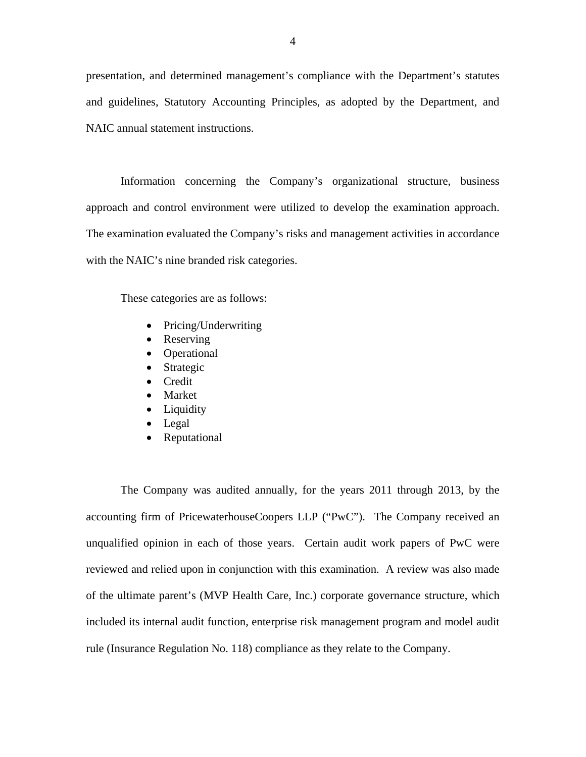presentation, and determined management's compliance with the Department's statutes and guidelines, Statutory Accounting Principles, as adopted by the Department, and NAIC annual statement instructions.

Information concerning the Company's organizational structure, business approach and control environment were utilized to develop the examination approach. The examination evaluated the Company's risks and management activities in accordance with the NAIC's nine branded risk categories.

These categories are as follows:

- Pricing/Underwriting
- Reserving
- Operational
- Strategic
- Credit
- Market
- Liquidity
- Legal
- Reputational

The Company was audited annually, for the years 2011 through 2013, by the accounting firm of PricewaterhouseCoopers LLP ("PwC"). The Company received an unqualified opinion in each of those years. Certain audit work papers of PwC were reviewed and relied upon in conjunction with this examination. A review was also made of the ultimate parent's (MVP Health Care, Inc.) corporate governance structure, which included its internal audit function, enterprise risk management program and model audit rule (Insurance Regulation No. 118) compliance as they relate to the Company.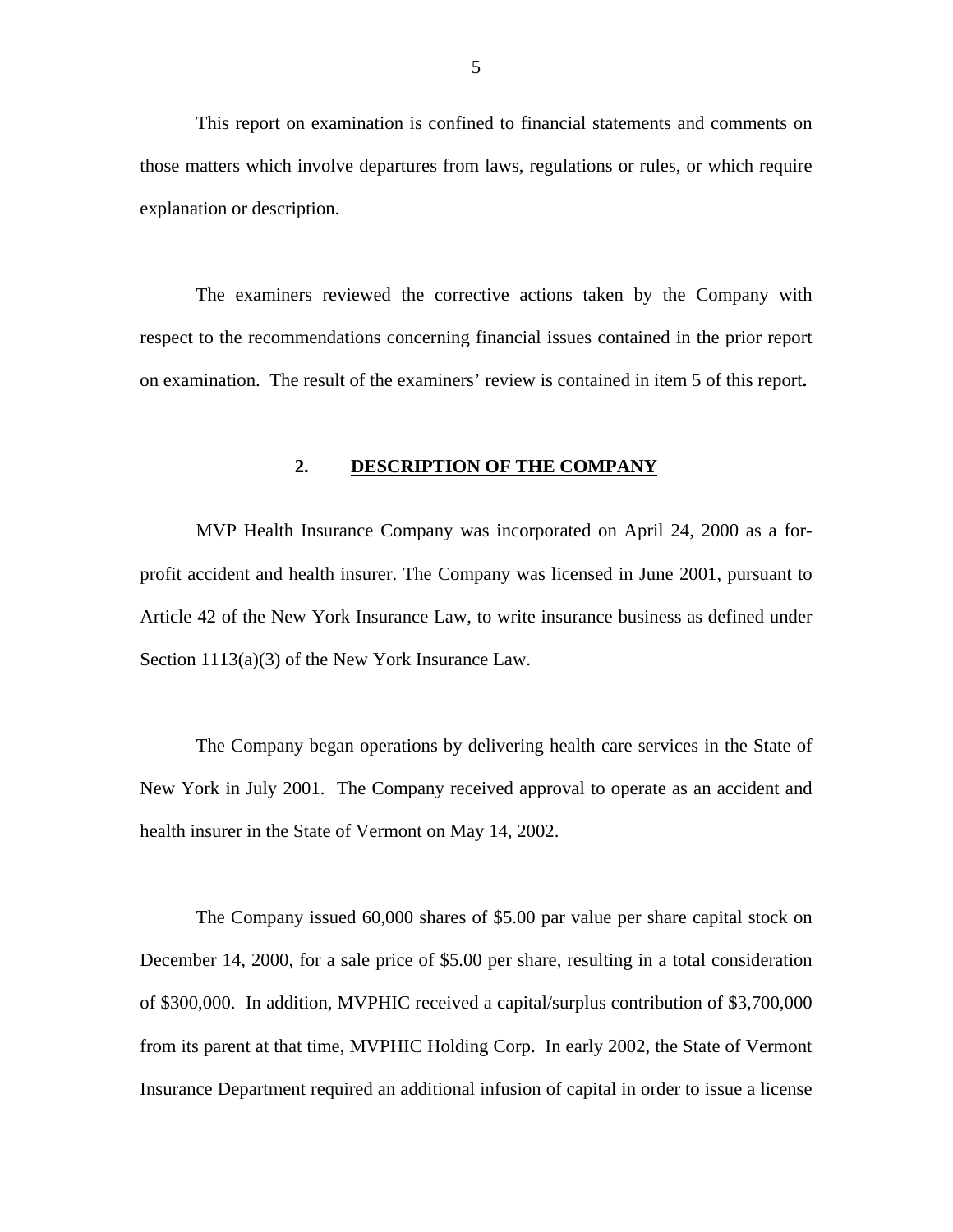This report on examination is confined to financial statements and comments on those matters which involve departures from laws, regulations or rules, or which require explanation or description.

The examiners reviewed the corrective actions taken by the Company with respect to the recommendations concerning financial issues contained in the prior report on examination. The result of the examiners' review is contained in item 5 of this report**.**

## 2. DESCRIPTION OF THE COMPANY

MVP Health Insurance Company was incorporated on April 24, 2000 as a for-profit accident and health insurer. The Company was licensed in June 2001, pursuant to Article 42 of the New York Insurance Law, to write insurance business as defined under Section 1113(a)(3) of the New York Insurance Law.

The Company began operations by delivering health care services in the State of New York in July 2001. The Company received approval to operate as an accident and health insurer in the State of Vermont on May 14, 2002.

The Company issued 60,000 shares of $5.00 par value per share capital stock on December 14, 2000, for a sale price of $5.00 per share, resulting in a total consideration of $300,000. In addition, MVPHIC received a capital/surplus contribution of $3,700,000 from its parent at that time, MVPHIC Holding Corp. In early 2002, the State of Vermont Insurance Department required an additional infusion of capital in order to issue a license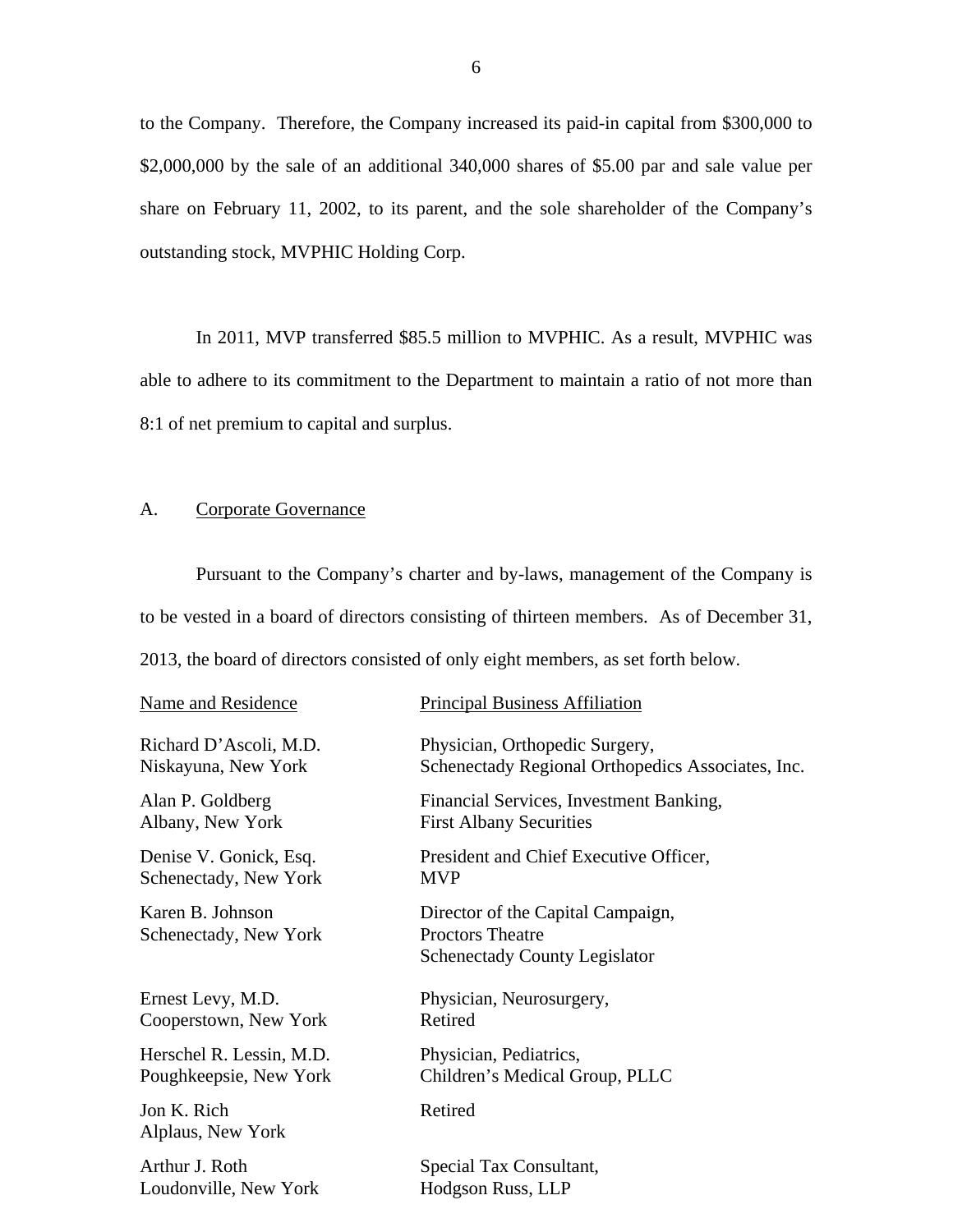to the Company. Therefore, the Company increased its paid-in capital from $300,000 to $2,000,000 by the sale of an additional 340,000 shares of $5.00 par and sale value per share on February 11, 2002, to its parent, and the sole shareholder of the Company's outstanding stock, MVPHIC Holding Corp.

In 2011, MVP transferred $85.5 million to MVPHIC. As a result, MVPHIC was able to adhere to its commitment to the Department to maintain a ratio of not more than 8:1 of net premium to capital and surplus.

## A. Corporate Governance

Pursuant to the Company's charter and by-laws, management of the Company is to be vested in a board of directors consisting of thirteen members. As of December 31, 2013, the board of directors consisted of only eight members, as set forth below.

| Name and Residence | Principal Business Affiliation |
|---|---|
| Richard D'Ascoli, M.D.<br>Niskayuna, New York | Physician, Orthopedic Surgery,<br>Schenectady Regional Orthopedics Associates, Inc. |
| Alan P. Goldberg<br>Albany, New York | Financial Services, Investment Banking,<br>First Albany Securities |
| Denise V. Gonick, Esq.<br>Schenectady, New York | President and Chief Executive Officer,<br>MVP |
| Karen B. Johnson<br>Schenectady, New York | Director of the Capital Campaign,<br>Proctors Theatre<br>Schenectady County Legislator |
| Ernest Levy, M.D.<br>Cooperstown, New York | Physician, Neurosurgery,<br>Retired |
| Herschel R. Lessin, M.D.<br>Poughkeepsie, New York | Physician, Pediatrics,<br>Children's Medical Group, PLLC |
| Jon K. Rich<br>Alplaus, New York | Retired |
| Arthur J. Roth<br>Loudonville, New York | Special Tax Consultant,<br>Hodgson Russ, LLP |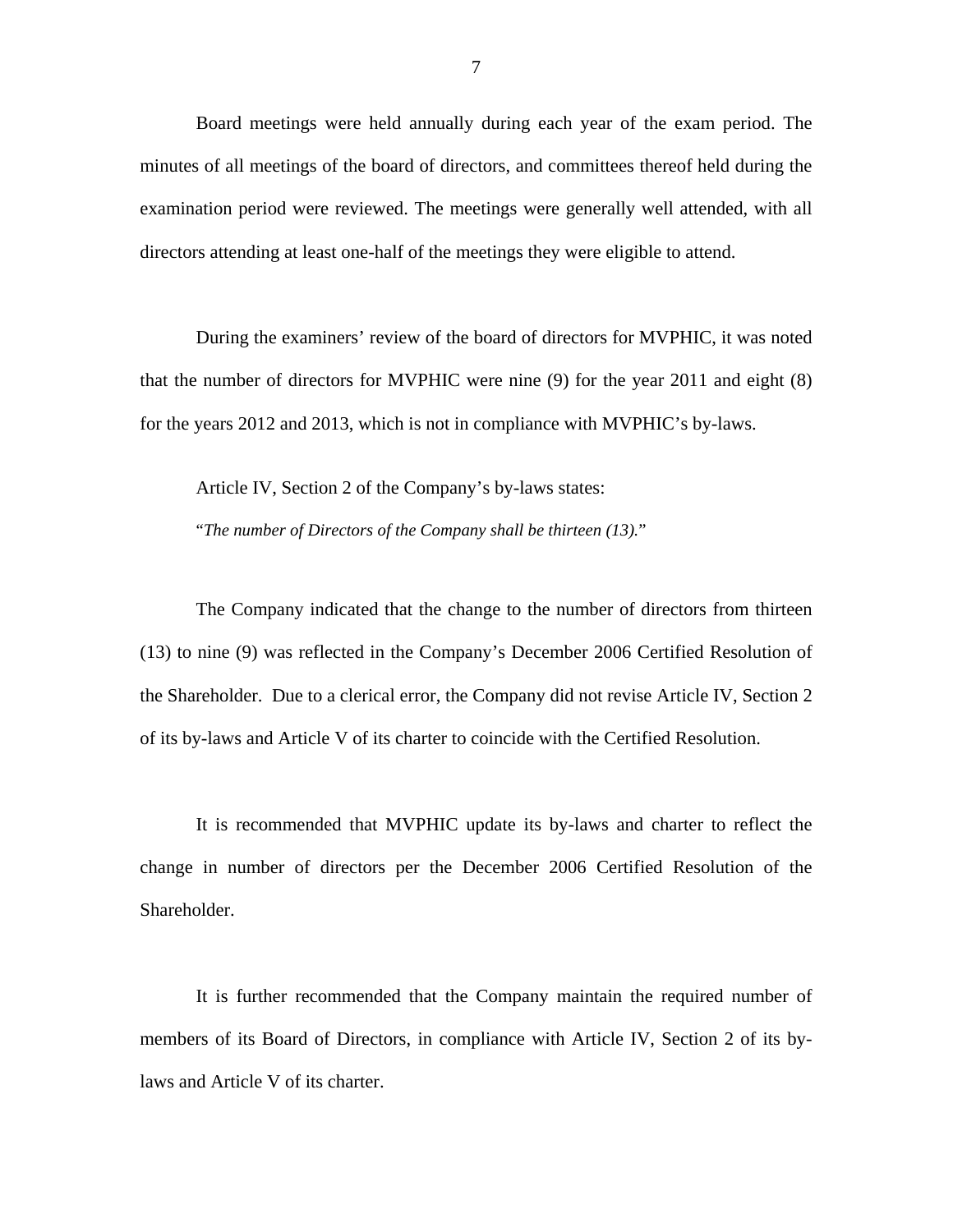Board meetings were held annually during each year of the exam period. The minutes of all meetings of the board of directors, and committees thereof held during the examination period were reviewed. The meetings were generally well attended, with all directors attending at least one-half of the meetings they were eligible to attend.

During the examiners' review of the board of directors for MVPHIC, it was noted that the number of directors for MVPHIC were nine (9) for the year 2011 and eight (8) for the years 2012 and 2013, which is not in compliance with MVPHIC's by-laws.

Article IV, Section 2 of the Company's by-laws states:

"*The number of Directors of the Company shall be thirteen (13).*"

The Company indicated that the change to the number of directors from thirteen (13) to nine (9) was reflected in the Company's December 2006 Certified Resolution of the Shareholder. Due to a clerical error, the Company did not revise Article IV, Section 2 of its by-laws and Article V of its charter to coincide with the Certified Resolution.

It is recommended that MVPHIC update its by-laws and charter to reflect the change in number of directors per the December 2006 Certified Resolution of the Shareholder.

It is further recommended that the Company maintain the required number of members of its Board of Directors, in compliance with Article IV, Section 2 of its by-laws and Article V of its charter.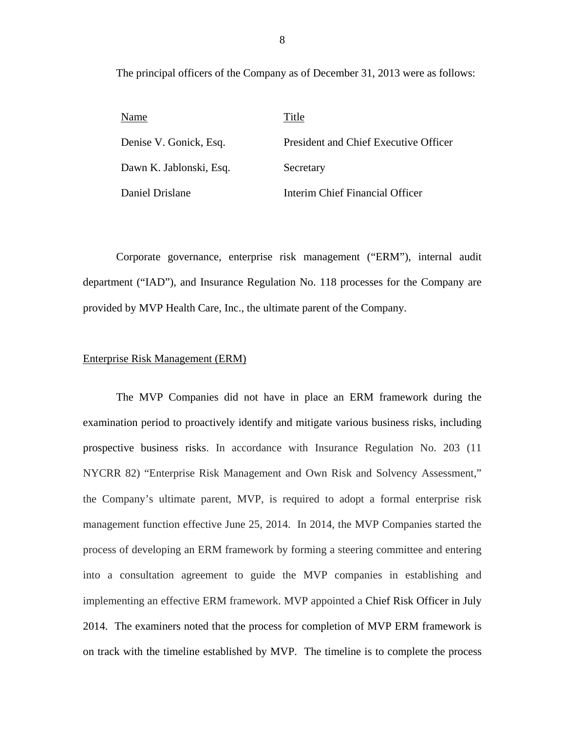The principal officers of the Company as of December 31, 2013 were as follows:

| Name | Title |
|---|---|
| Denise V. Gonick, Esq. | President and Chief Executive Officer |
| Dawn K. Jablonski, Esq. | Secretary |
| Daniel Drislane | Interim Chief Financial Officer |

Corporate governance, enterprise risk management ("ERM"), internal audit department ("IAD"), and Insurance Regulation No. 118 processes for the Company are provided by MVP Health Care, Inc., the ultimate parent of the Company.

## Enterprise Risk Management (ERM)

The MVP Companies did not have in place an ERM framework during the examination period to proactively identify and mitigate various business risks, including prospective business risks. In accordance with Insurance Regulation No. 203 (11 NYCRR 82) "Enterprise Risk Management and Own Risk and Solvency Assessment," the Company's ultimate parent, MVP, is required to adopt a formal enterprise risk management function effective June 25, 2014. In 2014, the MVP Companies started the process of developing an ERM framework by forming a steering committee and entering into a consultation agreement to guide the MVP companies in establishing and implementing an effective ERM framework. MVP appointed a Chief Risk Officer in July 2014. The examiners noted that the process for completion of MVP ERM framework is on track with the timeline established by MVP. The timeline is to complete the process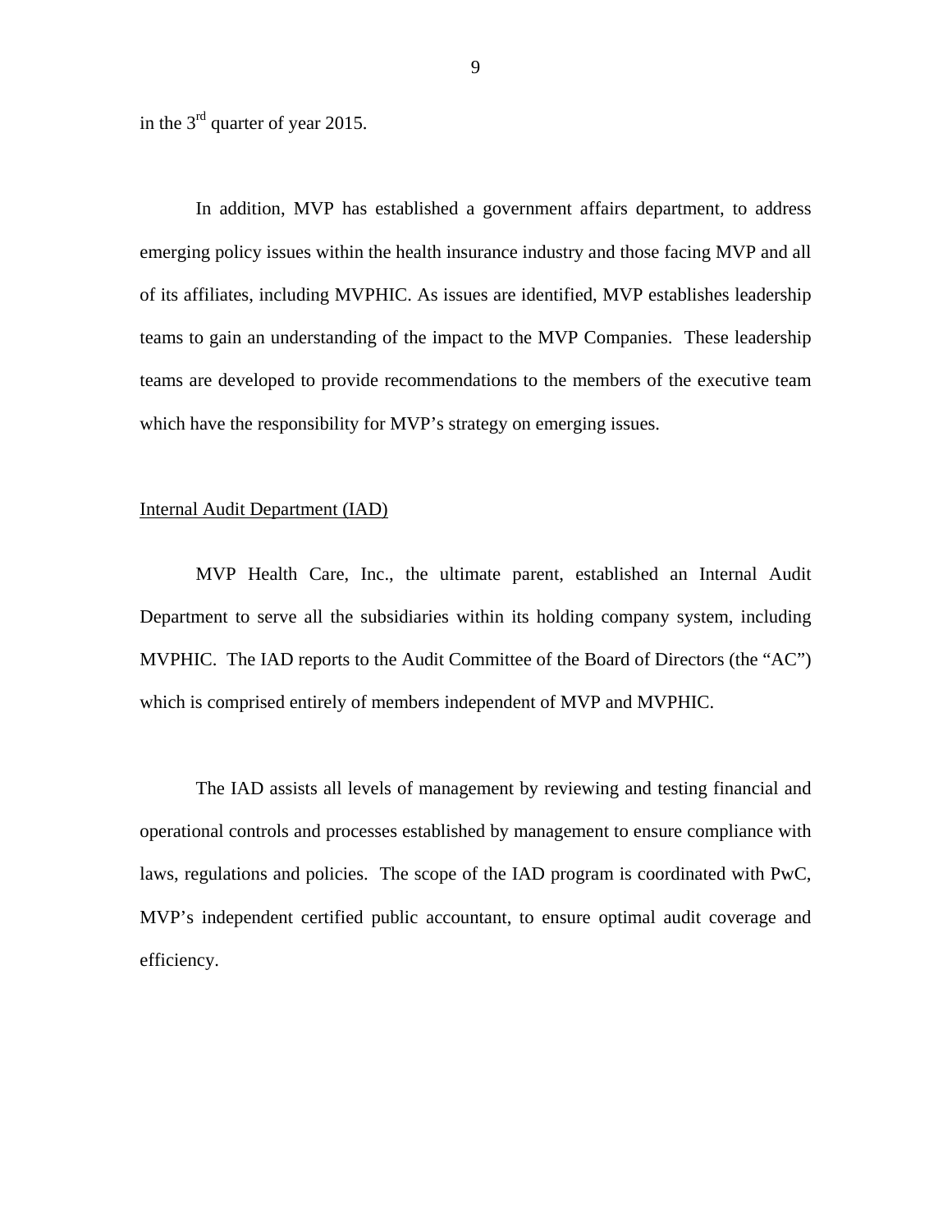in the 3rd quarter of year 2015.

In addition, MVP has established a government affairs department, to address emerging policy issues within the health insurance industry and those facing MVP and all of its affiliates, including MVPHIC. As issues are identified, MVP establishes leadership teams to gain an understanding of the impact to the MVP Companies. These leadership teams are developed to provide recommendations to the members of the executive team which have the responsibility for MVP's strategy on emerging issues.

Internal Audit Department (IAD)

MVP Health Care, Inc., the ultimate parent, established an Internal Audit Department to serve all the subsidiaries within its holding company system, including MVPHIC. The IAD reports to the Audit Committee of the Board of Directors (the "AC") which is comprised entirely of members independent of MVP and MVPHIC.

The IAD assists all levels of management by reviewing and testing financial and operational controls and processes established by management to ensure compliance with laws, regulations and policies. The scope of the IAD program is coordinated with PwC, MVP's independent certified public accountant, to ensure optimal audit coverage and efficiency.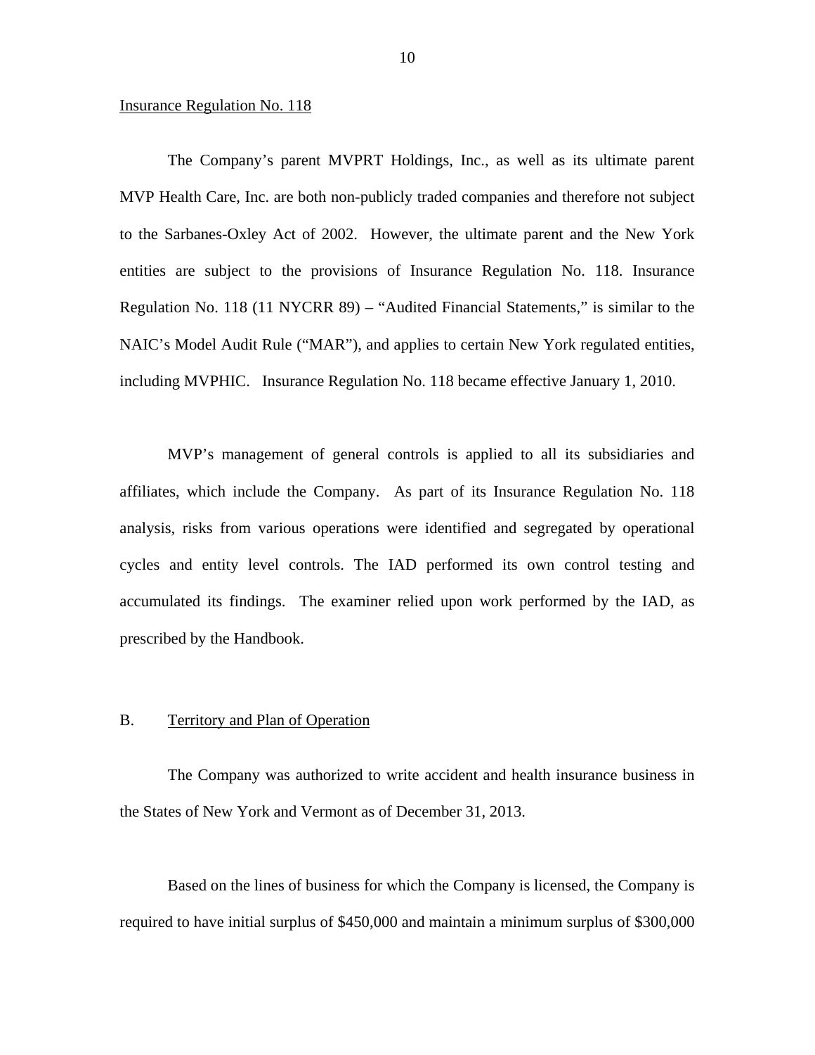Insurance Regulation No. 118

The Company's parent MVPRT Holdings, Inc., as well as its ultimate parent MVP Health Care, Inc. are both non-publicly traded companies and therefore not subject to the Sarbanes-Oxley Act of 2002. However, the ultimate parent and the New York entities are subject to the provisions of Insurance Regulation No. 118. Insurance Regulation No. 118 (11 NYCRR 89) – "Audited Financial Statements," is similar to the NAIC's Model Audit Rule ("MAR"), and applies to certain New York regulated entities, including MVPHIC. Insurance Regulation No. 118 became effective January 1, 2010.

MVP's management of general controls is applied to all its subsidiaries and affiliates, which include the Company. As part of its Insurance Regulation No. 118 analysis, risks from various operations were identified and segregated by operational cycles and entity level controls. The IAD performed its own control testing and accumulated its findings. The examiner relied upon work performed by the IAD, as prescribed by the Handbook.

## B. Territory and Plan of Operation

The Company was authorized to write accident and health insurance business in the States of New York and Vermont as of December 31, 2013.

Based on the lines of business for which the Company is licensed, the Company is required to have initial surplus of $450,000 and maintain a minimum surplus of $300,000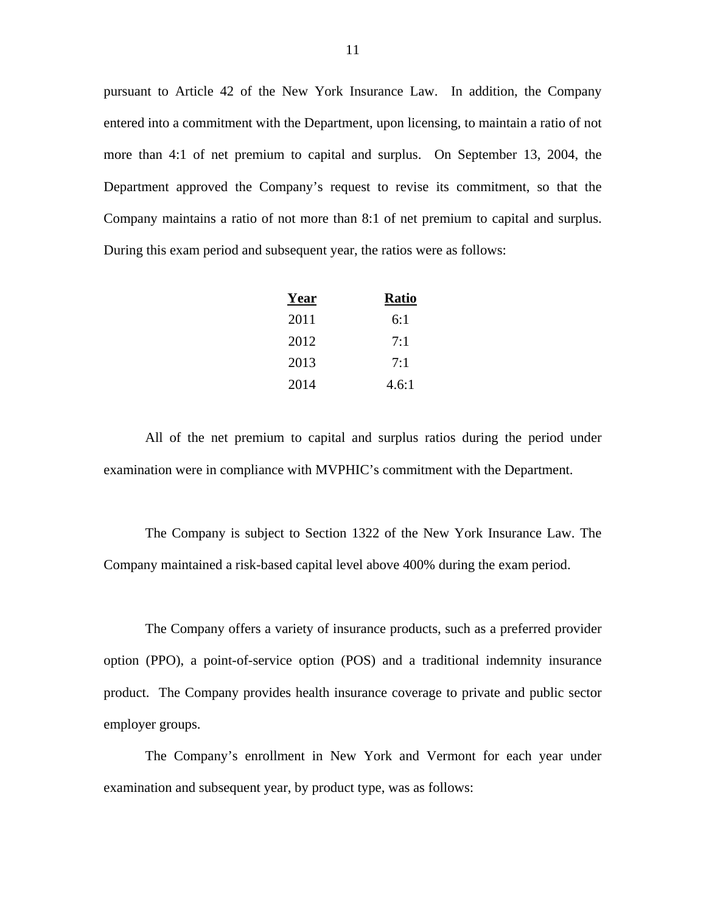pursuant to Article 42 of the New York Insurance Law. In addition, the Company entered into a commitment with the Department, upon licensing, to maintain a ratio of not more than 4:1 of net premium to capital and surplus. On September 13, 2004, the Department approved the Company's request to revise its commitment, so that the Company maintains a ratio of not more than 8:1 of net premium to capital and surplus. During this exam period and subsequent year, the ratios were as follows:

| Year | Ratio |
|---|---|
| 2011 | 6:1 |
| 2012 | 7:1 |
| 2013 | 7:1 |
| 2014 | 4.6:1 |

All of the net premium to capital and surplus ratios during the period under examination were in compliance with MVPHIC's commitment with the Department.

The Company is subject to Section 1322 of the New York Insurance Law. The Company maintained a risk-based capital level above 400% during the exam period.

The Company offers a variety of insurance products, such as a preferred provider option (PPO), a point-of-service option (POS) and a traditional indemnity insurance product. The Company provides health insurance coverage to private and public sector employer groups.

The Company's enrollment in New York and Vermont for each year under examination and subsequent year, by product type, was as follows: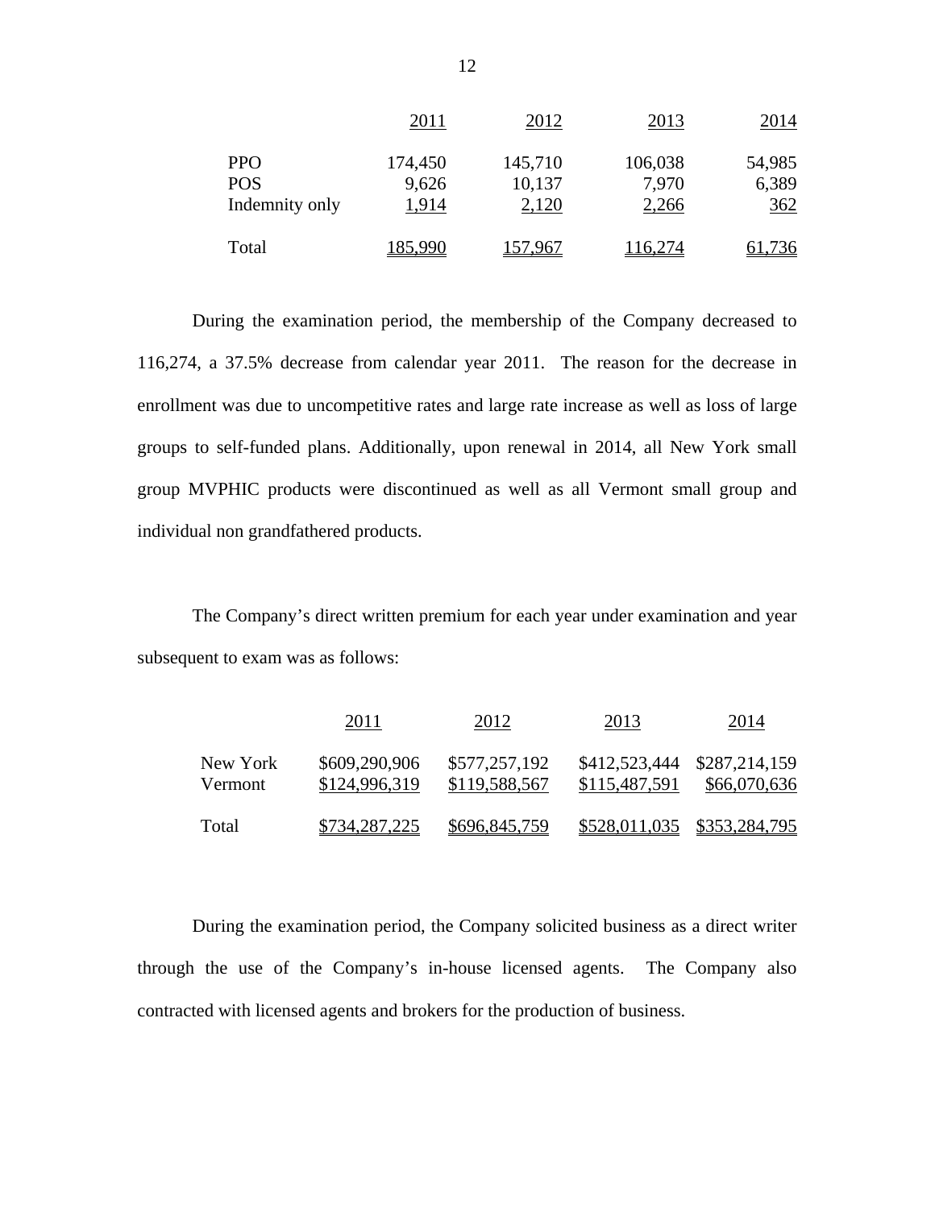| | 2011 | 2012 | 2013 | 2014 |
|---|---|---|---|---|
| PPO | 174,450 | 145,710 | 106,038 | 54,985 |
| POS | 9,626 | 10,137 | 7,970 | 6,389 |
| Indemnity only | 1,914 | 2,120 | 2,266 | 362 |
| Total | 185,990 | 157,967 | 116,274 | 61,736 |

During the examination period, the membership of the Company decreased to 116,274, a 37.5% decrease from calendar year 2011. The reason for the decrease in enrollment was due to uncompetitive rates and large rate increase as well as loss of large groups to self-funded plans. Additionally, upon renewal in 2014, all New York small group MVPHIC products were discontinued as well as all Vermont small group and individual non grandfathered products.

The Company's direct written premium for each year under examination and year subsequent to exam was as follows:

| | 2011 | 2012 | 2013 | 2014 |
|---|---|---|---|---|
| New York | $609,290,906 | $577,257,192 | $412,523,444 | $287,214,159 |
| Vermont | $124,996,319 | $119,588,567 | $115,487,591 | $66,070,636 |
| Total | $734,287,225 | $696,845,759 | $528,011,035 | $353,284,795 |

During the examination period, the Company solicited business as a direct writer through the use of the Company's in-house licensed agents. The Company also contracted with licensed agents and brokers for the production of business.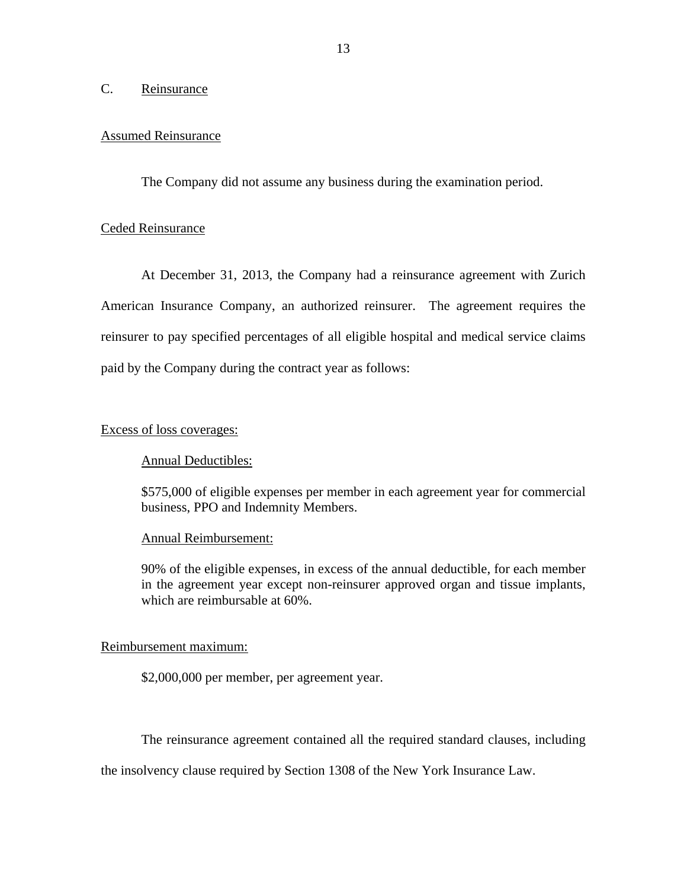## C. Reinsurance

### Assumed Reinsurance

The Company did not assume any business during the examination period.

### Ceded Reinsurance

At December 31, 2013, the Company had a reinsurance agreement with Zurich American Insurance Company, an authorized reinsurer. The agreement requires the reinsurer to pay specified percentages of all eligible hospital and medical service claims paid by the Company during the contract year as follows:

Excess of loss coverages:

> Annual Deductibles:
>
> $575,000 of eligible expenses per member in each agreement year for commercial business, PPO and Indemnity Members.
>
> Annual Reimbursement:
>
> 90% of the eligible expenses, in excess of the annual deductible, for each member in the agreement year except non-reinsurer approved organ and tissue implants, which are reimbursable at 60%.

Reimbursement maximum:

> $2,000,000 per member, per agreement year.

The reinsurance agreement contained all the required standard clauses, including the insolvency clause required by Section 1308 of the New York Insurance Law.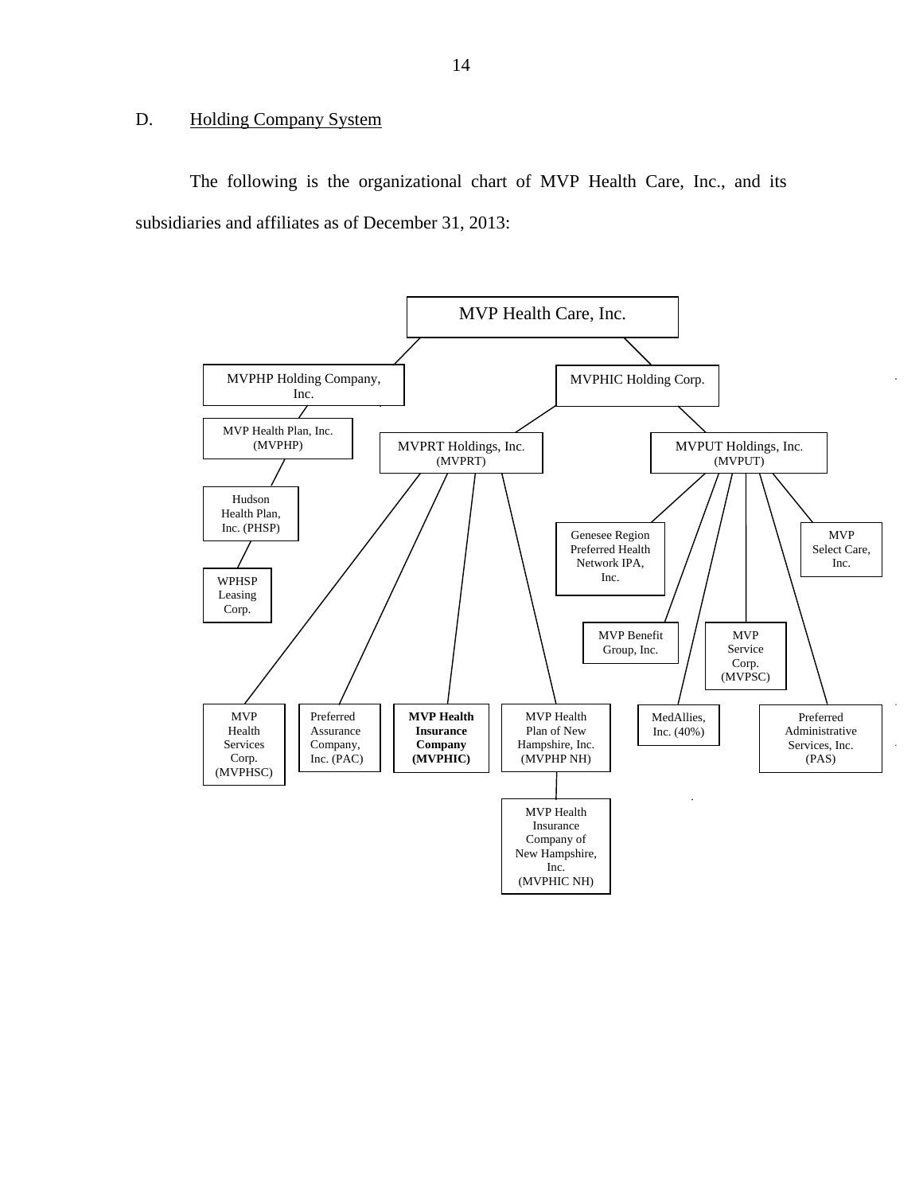D. Holding Company System

The following is the organizational chart of MVP Health Care, Inc., and its subsidiaries and affiliates as of December 31, 2013:

- MVP Health Care, Inc.
  - MVPHP Holding Company, Inc.
    - MVP Health Plan, Inc. (MVPHP)
      - Hudson Health Plan, Inc. (PHSP)
        - WPHSP Leasing Corp.
  - MVPHIC Holding Corp.
    - MVPRT Holdings, Inc. (MVPRT)
      - MVP Health Services Corp. (MVPHSC)
      - Preferred Assurance Company, Inc. (PAC)
      - **MVP Health Insurance Company (MVPHIC)**
      - MVP Health Plan of New Hampshire, Inc. (MVPHP NH)
        - MVP Health Insurance Company of New Hampshire, Inc. (MVPHIC NH)
    - MVPUT Holdings, Inc. (MVPUT)
      - Genesee Region Preferred Health Network IPA, Inc.
      - MVP Benefit Group, Inc.
      - MedAllies, Inc. (40%)
      - MVP Service Corp. (MVPSC)
      - Preferred Administrative Services, Inc. (PAS)
      - MVP Select Care, Inc.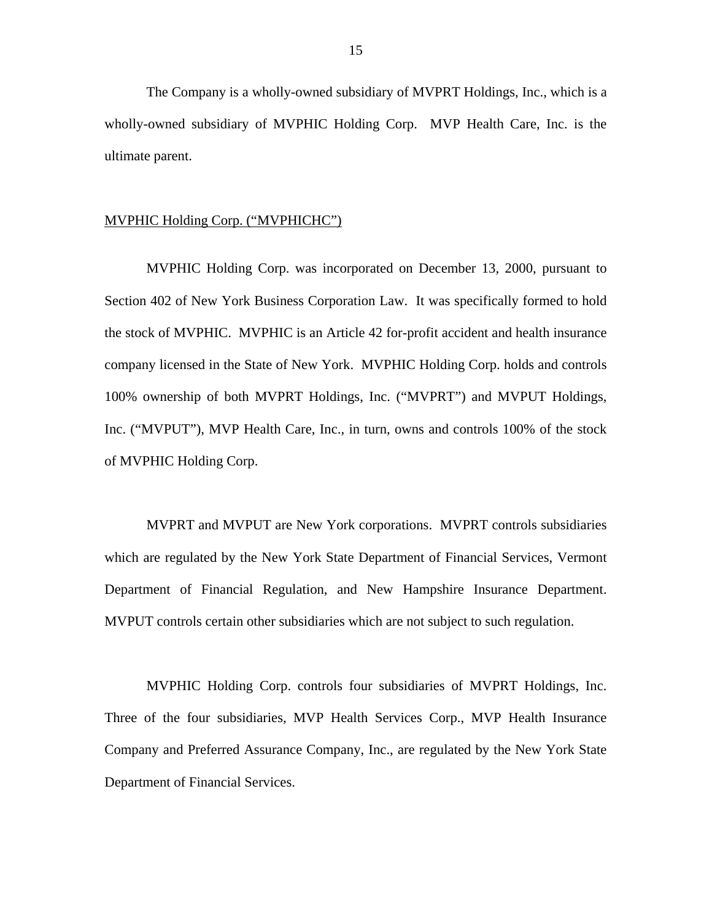The Company is a wholly-owned subsidiary of MVPRT Holdings, Inc., which is a wholly-owned subsidiary of MVPHIC Holding Corp. MVP Health Care, Inc. is the ultimate parent.

<u>MVPHIC Holding Corp. (“MVPHICHC”)</u>

MVPHIC Holding Corp. was incorporated on December 13, 2000, pursuant to Section 402 of New York Business Corporation Law. It was specifically formed to hold the stock of MVPHIC. MVPHIC is an Article 42 for-profit accident and health insurance company licensed in the State of New York. MVPHIC Holding Corp. holds and controls 100% ownership of both MVPRT Holdings, Inc. (“MVPRT”) and MVPUT Holdings, Inc. (“MVPUT”), MVP Health Care, Inc., in turn, owns and controls 100% of the stock of MVPHIC Holding Corp.

MVPRT and MVPUT are New York corporations. MVPRT controls subsidiaries which are regulated by the New York State Department of Financial Services, Vermont Department of Financial Regulation, and New Hampshire Insurance Department. MVPUT controls certain other subsidiaries which are not subject to such regulation.

MVPHIC Holding Corp. controls four subsidiaries of MVPRT Holdings, Inc. Three of the four subsidiaries, MVP Health Services Corp., MVP Health Insurance Company and Preferred Assurance Company, Inc., are regulated by the New York State Department of Financial Services.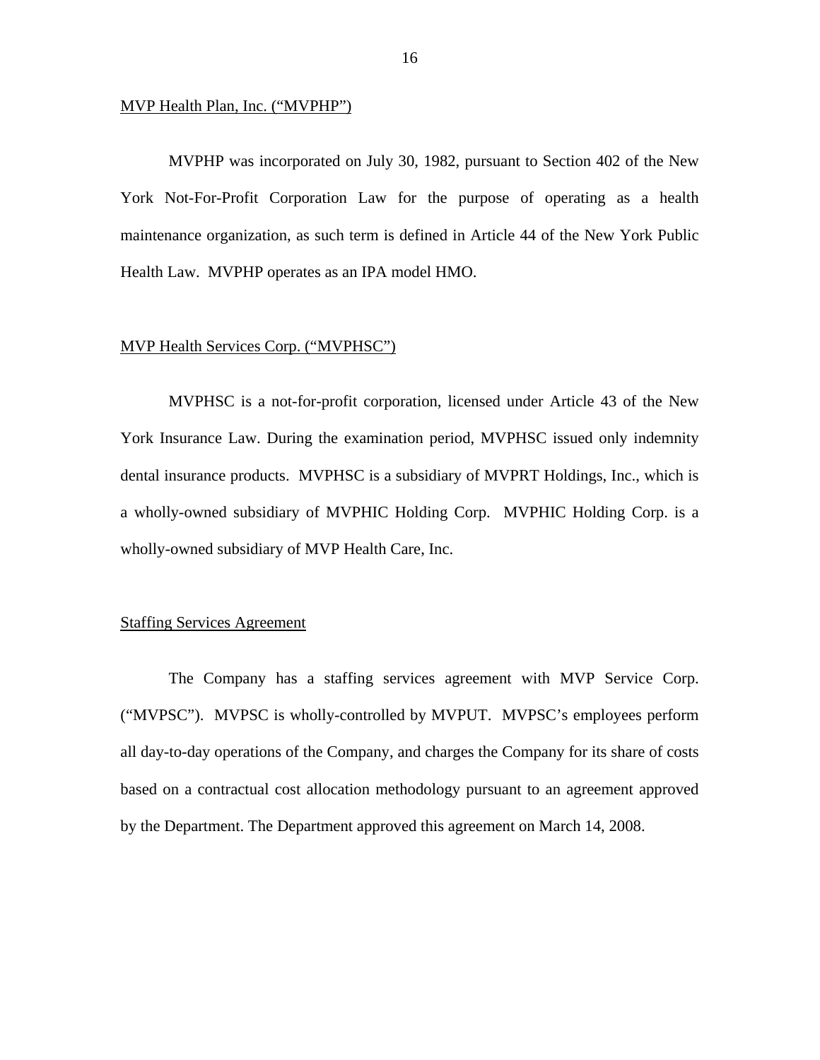<u>MVP Health Plan, Inc. (“MVPHP”)</u>

MVPHP was incorporated on July 30, 1982, pursuant to Section 402 of the New York Not-For-Profit Corporation Law for the purpose of operating as a health maintenance organization, as such term is defined in Article 44 of the New York Public Health Law. MVPHP operates as an IPA model HMO.

<u>MVP Health Services Corp. (“MVPHSC”)</u>

MVPHSC is a not-for-profit corporation, licensed under Article 43 of the New York Insurance Law. During the examination period, MVPHSC issued only indemnity dental insurance products. MVPHSC is a subsidiary of MVPRT Holdings, Inc., which is a wholly-owned subsidiary of MVPHIC Holding Corp. MVPHIC Holding Corp. is a wholly-owned subsidiary of MVP Health Care, Inc.

<u>Staffing Services Agreement</u>

The Company has a staffing services agreement with MVP Service Corp. (“MVPSC”). MVPSC is wholly-controlled by MVPUT. MVPSC’s employees perform all day-to-day operations of the Company, and charges the Company for its share of costs based on a contractual cost allocation methodology pursuant to an agreement approved by the Department. The Department approved this agreement on March 14, 2008.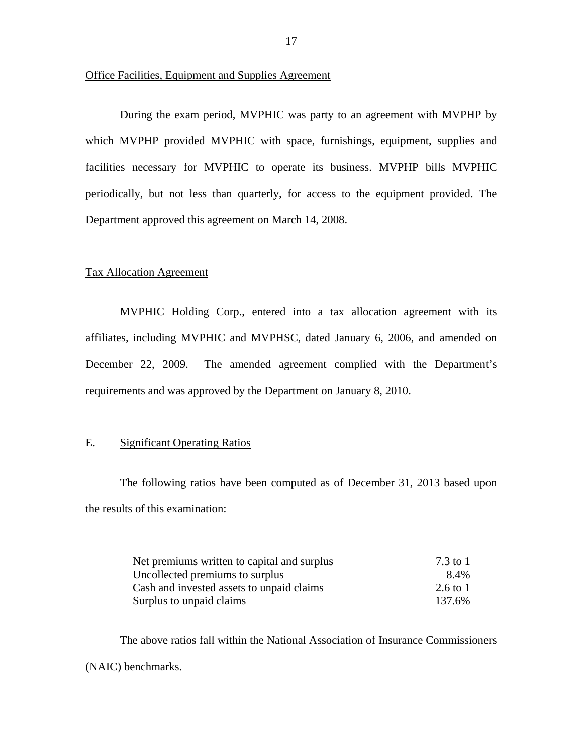Office Facilities, Equipment and Supplies Agreement

During the exam period, MVPHIC was party to an agreement with MVPHP by which MVPHP provided MVPHIC with space, furnishings, equipment, supplies and facilities necessary for MVPHIC to operate its business. MVPHP bills MVPHIC periodically, but not less than quarterly, for access to the equipment provided. The Department approved this agreement on March 14, 2008.

Tax Allocation Agreement

MVPHIC Holding Corp., entered into a tax allocation agreement with its affiliates, including MVPHIC and MVPHSC, dated January 6, 2006, and amended on December 22, 2009. The amended agreement complied with the Department's requirements and was approved by the Department on January 8, 2010.

## E. Significant Operating Ratios

The following ratios have been computed as of December 31, 2013 based upon the results of this examination:

| | |
|---|---|
| Net premiums written to capital and surplus | 7.3 to 1 |
| Uncollected premiums to surplus | 8.4% |
| Cash and invested assets to unpaid claims | 2.6 to 1 |
| Surplus to unpaid claims | 137.6% |

The above ratios fall within the National Association of Insurance Commissioners (NAIC) benchmarks.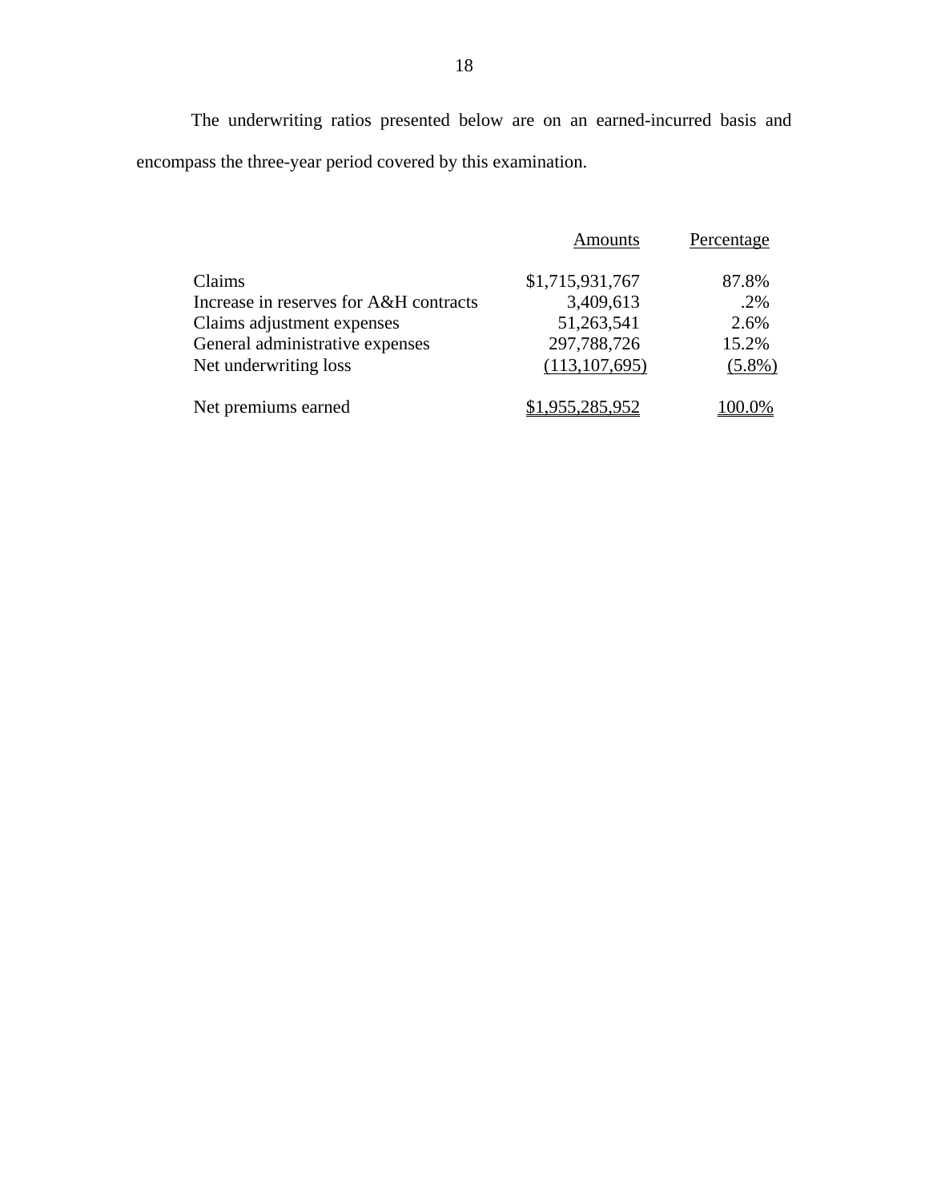The underwriting ratios presented below are on an earned-incurred basis and encompass the three-year period covered by this examination.

| | Amounts | Percentage |
|---|---|---|
| Claims | $1,715,931,767 | 87.8% |
| Increase in reserves for A&H contracts | 3,409,613 | .2% |
| Claims adjustment expenses | 51,263,541 | 2.6% |
| General administrative expenses | 297,788,726 | 15.2% |
| Net underwriting loss | (113,107,695) | (5.8%) |
| Net premiums earned | $1,955,285,952 | 100.0% |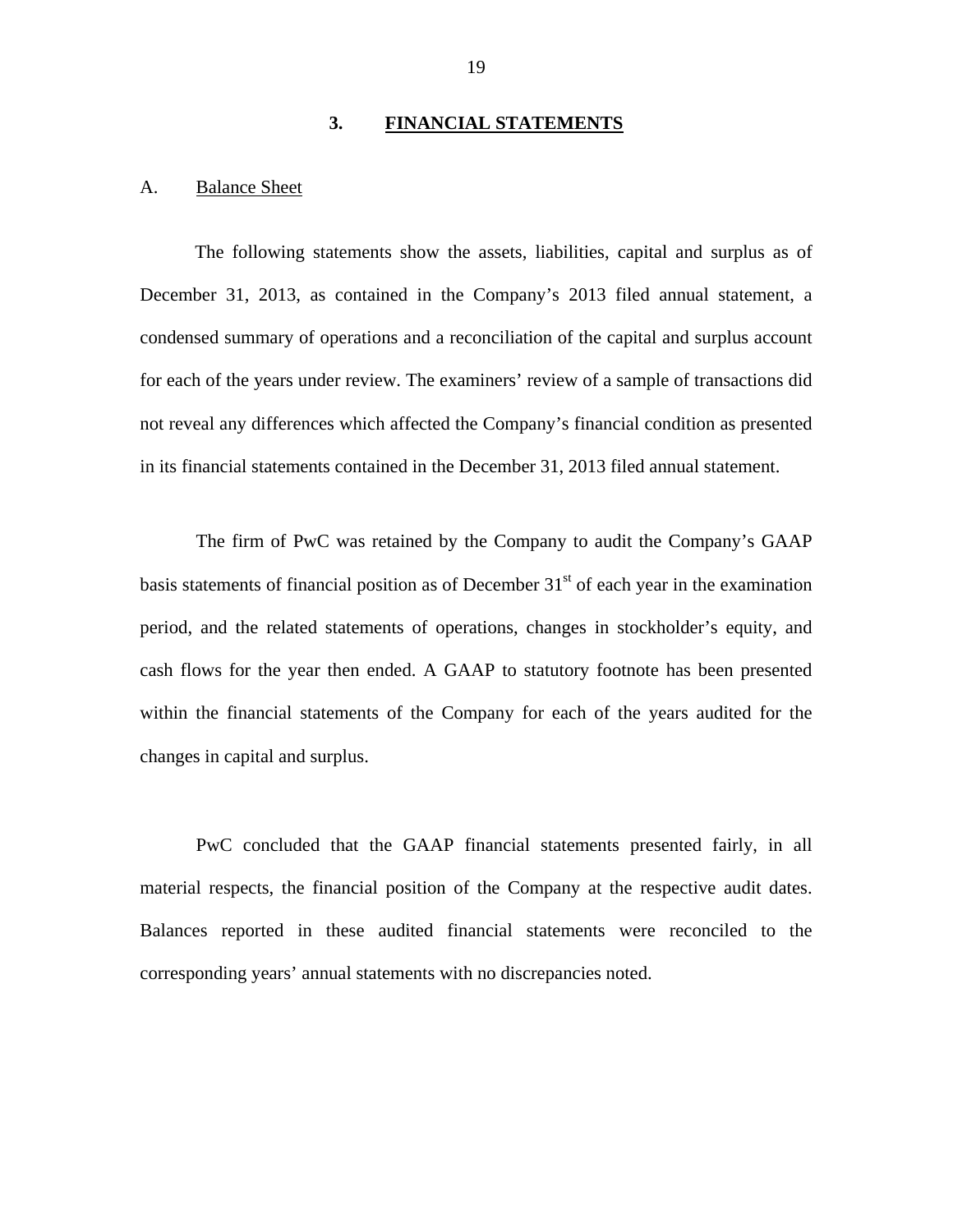## 3. FINANCIAL STATEMENTS

### A. Balance Sheet

The following statements show the assets, liabilities, capital and surplus as of December 31, 2013, as contained in the Company's 2013 filed annual statement, a condensed summary of operations and a reconciliation of the capital and surplus account for each of the years under review. The examiners' review of a sample of transactions did not reveal any differences which affected the Company's financial condition as presented in its financial statements contained in the December 31, 2013 filed annual statement.

The firm of PwC was retained by the Company to audit the Company's GAAP basis statements of financial position as of December 31st of each year in the examination period, and the related statements of operations, changes in stockholder's equity, and cash flows for the year then ended. A GAAP to statutory footnote has been presented within the financial statements of the Company for each of the years audited for the changes in capital and surplus.

PwC concluded that the GAAP financial statements presented fairly, in all material respects, the financial position of the Company at the respective audit dates. Balances reported in these audited financial statements were reconciled to the corresponding years' annual statements with no discrepancies noted.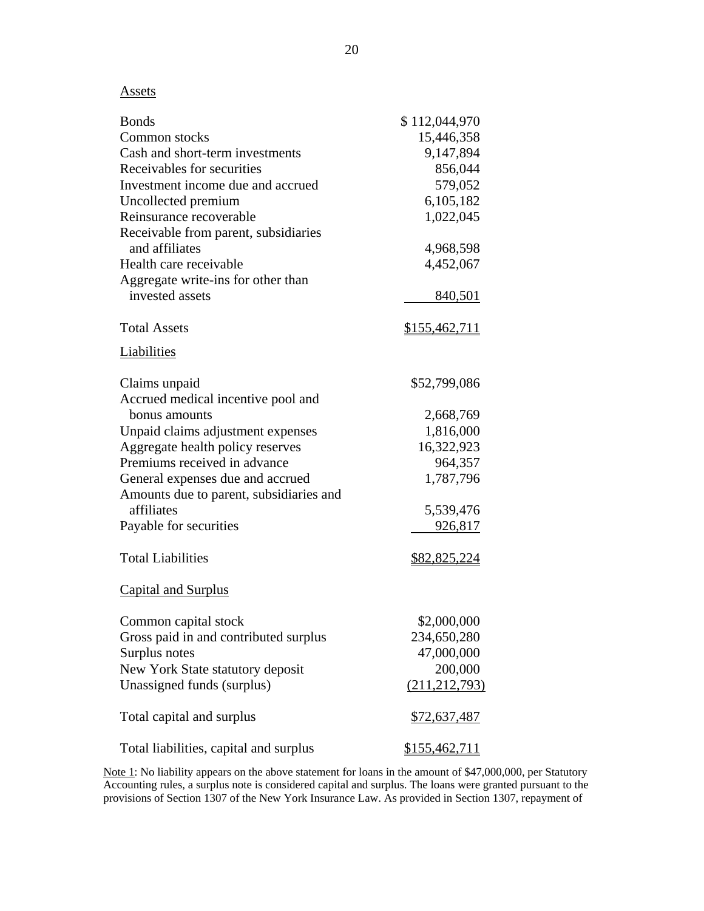Assets

| | |
|---|---|
| Bonds | $ 112,044,970 |
| Common stocks | 15,446,358 |
| Cash and short-term investments | 9,147,894 |
| Receivables for securities | 856,044 |
| Investment income due and accrued | 579,052 |
| Uncollected premium | 6,105,182 |
| Reinsurance recoverable | 1,022,045 |
| Receivable from parent, subsidiaries and affiliates | 4,968,598 |
| Health care receivable | 4,452,067 |
| Aggregate write-ins for other than invested assets | 840,501 |
| Total Assets | $155,462,711 |

Liabilities

| | |
|---|---|
| Claims unpaid | $52,799,086 |
| Accrued medical incentive pool and bonus amounts | 2,668,769 |
| Unpaid claims adjustment expenses | 1,816,000 |
| Aggregate health policy reserves | 16,322,923 |
| Premiums received in advance | 964,357 |
| General expenses due and accrued | 1,787,796 |
| Amounts due to parent, subsidiaries and affiliates | 5,539,476 |
| Payable for securities | 926,817 |
| Total Liabilities | $82,825,224 |

Capital and Surplus

| | |
|---|---|
| Common capital stock | $2,000,000 |
| Gross paid in and contributed surplus | 234,650,280 |
| Surplus notes | 47,000,000 |
| New York State statutory deposit | 200,000 |
| Unassigned funds (surplus) | (211,212,793) |
| Total capital and surplus | $72,637,487 |
| Total liabilities, capital and surplus | $155,462,711 |

Note 1: No liability appears on the above statement for loans in the amount of $47,000,000, per Statutory Accounting rules, a surplus note is considered capital and surplus. The loans were granted pursuant to the provisions of Section 1307 of the New York Insurance Law. As provided in Section 1307, repayment of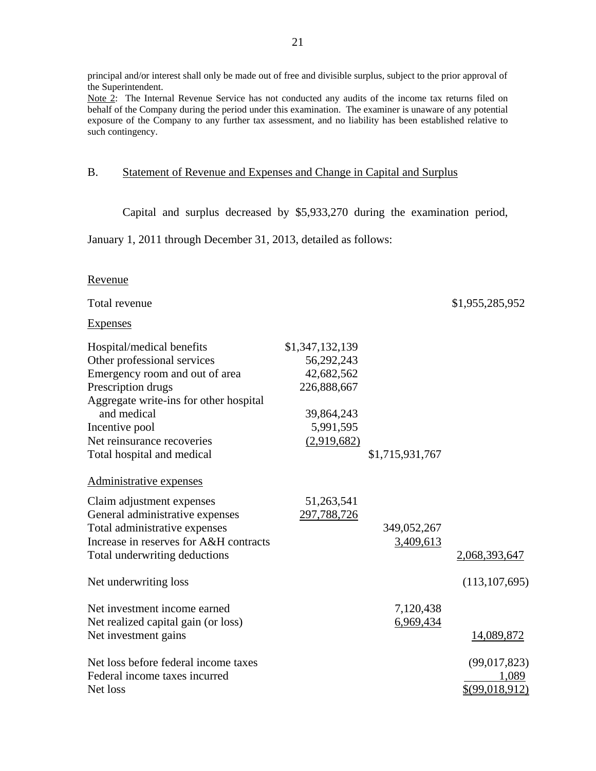principal and/or interest shall only be made out of free and divisible surplus, subject to the prior approval of the Superintendent.

Note 2: The Internal Revenue Service has not conducted any audits of the income tax returns filed on behalf of the Company during the period under this examination. The examiner is unaware of any potential exposure of the Company to any further tax assessment, and no liability has been established relative to such contingency.

## B. Statement of Revenue and Expenses and Change in Capital and Surplus

Capital and surplus decreased by $5,933,270 during the examination period, January 1, 2011 through December 31, 2013, detailed as follows:

| | | | |
|---|---|---|---|
| Revenue | | | |
| Total revenue | | | $1,955,285,952 |
| Expenses | | | |
| Hospital/medical benefits | $1,347,132,139 | | |
| Other professional services | 56,292,243 | | |
| Emergency room and out of area | 42,682,562 | | |
| Prescription drugs | 226,888,667 | | |
| Aggregate write-ins for other hospital and medical | 39,864,243 | | |
| Incentive pool | 5,991,595 | | |
| Net reinsurance recoveries | (2,919,682) | | |
| Total hospital and medical | | $1,715,931,767 | |
| Administrative expenses | | | |
| Claim adjustment expenses | 51,263,541 | | |
| General administrative expenses | 297,788,726 | | |
| Total administrative expenses | | 349,052,267 | |
| Increase in reserves for A&H contracts | | 3,409,613 | |
| Total underwriting deductions | | | 2,068,393,647 |
| Net underwriting loss | | | (113,107,695) |
| Net investment income earned | | 7,120,438 | |
| Net realized capital gain (or loss) | | 6,969,434 | |
| Net investment gains | | | 14,089,872 |
| Net loss before federal income taxes | | | (99,017,823) |
| Federal income taxes incurred | | | 1,089 |
| Net loss | | | $(99,018,912) |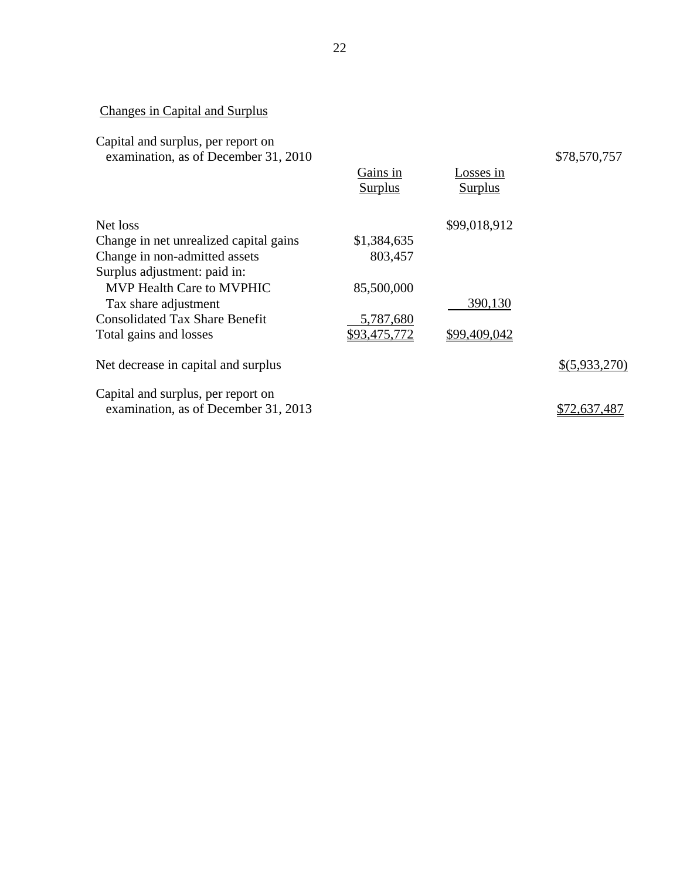Changes in Capital and Surplus

| | Gains in Surplus | Losses in Surplus | |
|---|---|---|---|
| Capital and surplus, per report on examination, as of December 31, 2010 | | | $78,570,757 |
| Net loss | | $99,018,912 | |
| Change in net unrealized capital gains | $1,384,635 | | |
| Change in non-admitted assets | 803,457 | | |
| Surplus adjustment: paid in: | | | |
| MVP Health Care to MVPHIC | 85,500,000 | | |
| Tax share adjustment | | 390,130 | |
| Consolidated Tax Share Benefit | 5,787,680 | | |
| Total gains and losses | $93,475,772 | $99,409,042 | |
| Net decrease in capital and surplus | | | $(5,933,270) |
| Capital and surplus, per report on examination, as of December 31, 2013 | | | $72,637,487 |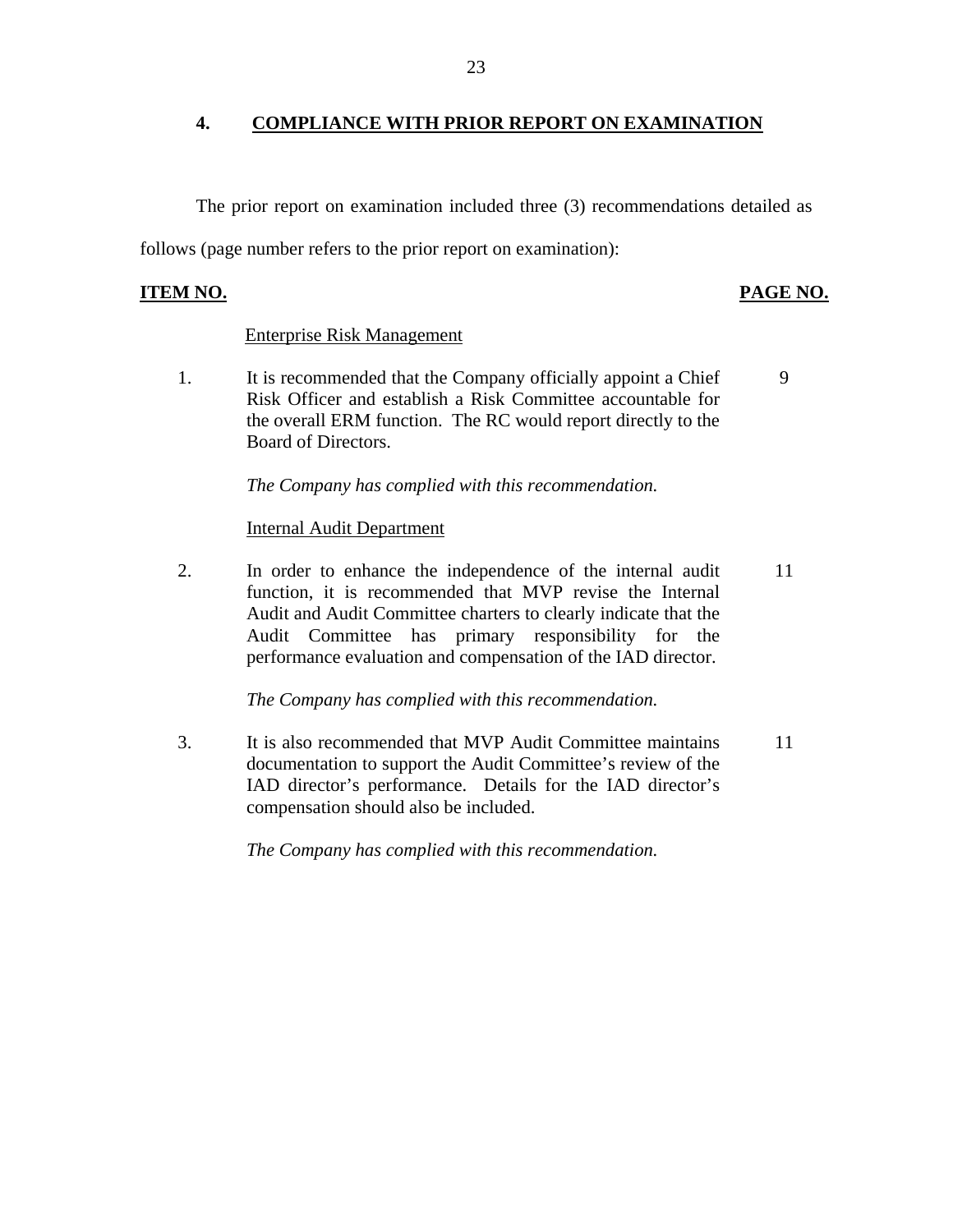## 4. COMPLIANCE WITH PRIOR REPORT ON EXAMINATION

The prior report on examination included three (3) recommendations detailed as follows (page number refers to the prior report on examination):

| ITEM NO. | | PAGE NO. |
|---|---|---|
| | Enterprise Risk Management | |
| 1. | It is recommended that the Company officially appoint a Chief Risk Officer and establish a Risk Committee accountable for the overall ERM function. The RC would report directly to the Board of Directors.<br><br>*The Company has complied with this recommendation.* | 9 |
| | Internal Audit Department | |
| 2. | In order to enhance the independence of the internal audit function, it is recommended that MVP revise the Internal Audit and Audit Committee charters to clearly indicate that the Audit Committee has primary responsibility for the performance evaluation and compensation of the IAD director.<br><br>*The Company has complied with this recommendation.* | 11 |
| 3. | It is also recommended that MVP Audit Committee maintains documentation to support the Audit Committee's review of the IAD director's performance. Details for the IAD director's compensation should also be included.<br><br>*The Company has complied with this recommendation.* | 11 |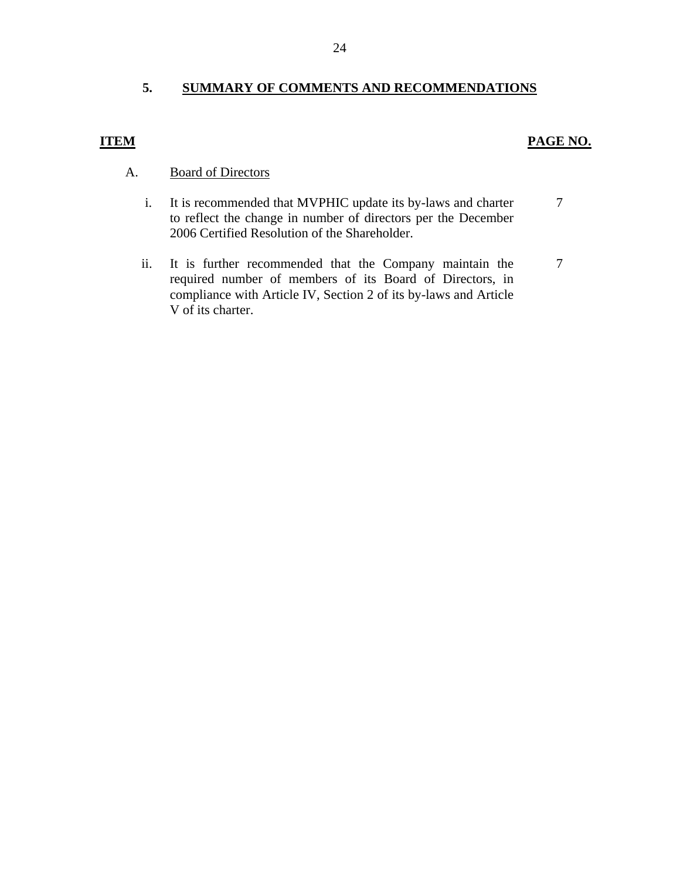## 5. SUMMARY OF COMMENTS AND RECOMMENDATIONS

| ITEM | | PAGE NO. |
|---|---|---|
| A. | Board of Directors | |
| i. | It is recommended that MVPHIC update its by-laws and charter to reflect the change in number of directors per the December 2006 Certified Resolution of the Shareholder. | 7 |
| ii. | It is further recommended that the Company maintain the required number of members of its Board of Directors, in compliance with Article IV, Section 2 of its by-laws and Article V of its charter. | 7 |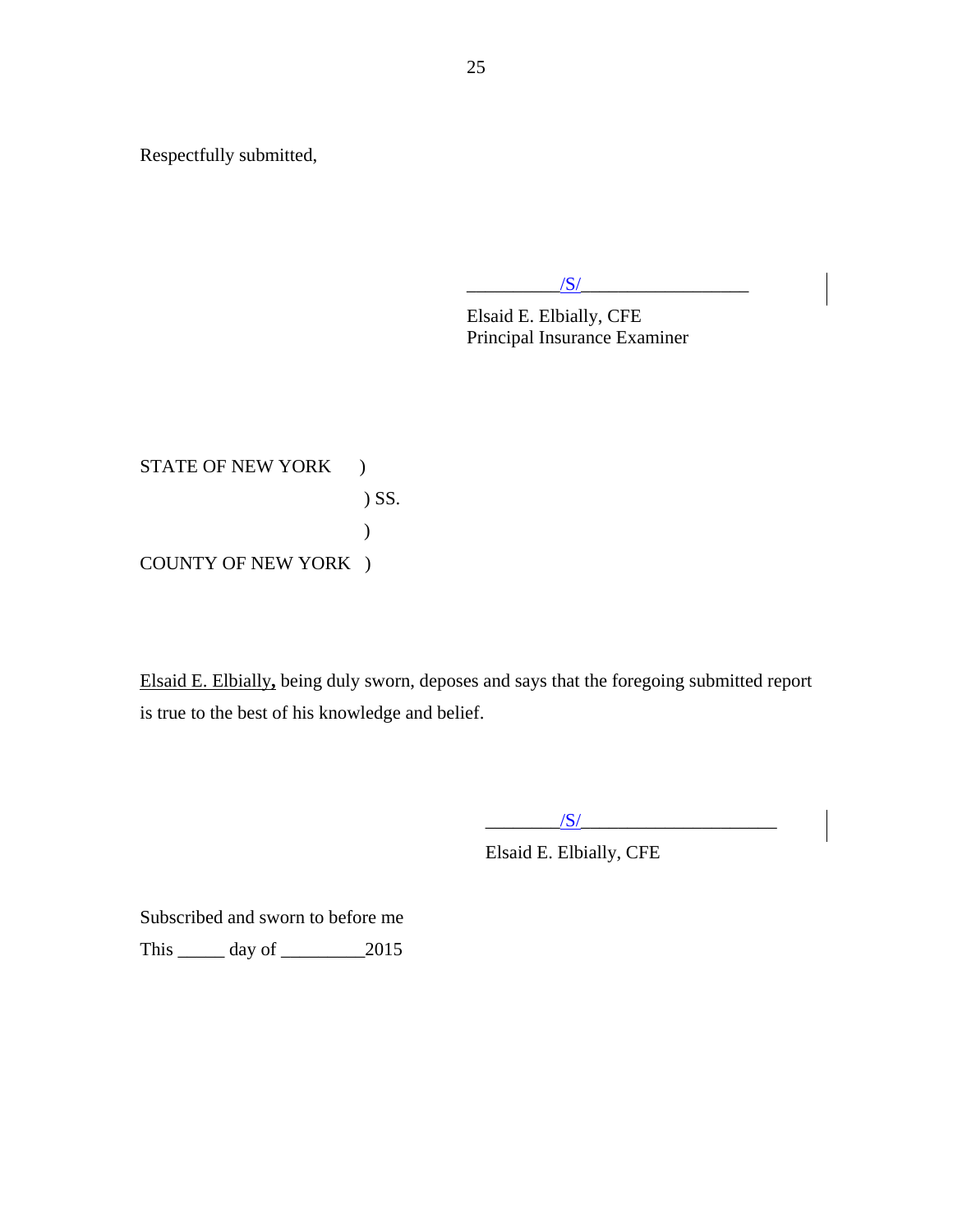Respectfully submitted,

__________/S/__________________

Elsaid E. Elbially, CFE
Principal Insurance Examiner

STATE OF NEW YORK )
) SS.
)
COUNTY OF NEW YORK )

Elsaid E. Elbially, being duly sworn, deposes and says that the foregoing submitted report is true to the best of his knowledge and belief.

________/S/_____________________

Elsaid E. Elbially, CFE

Subscribed and sworn to before me

This _____ day of _________2015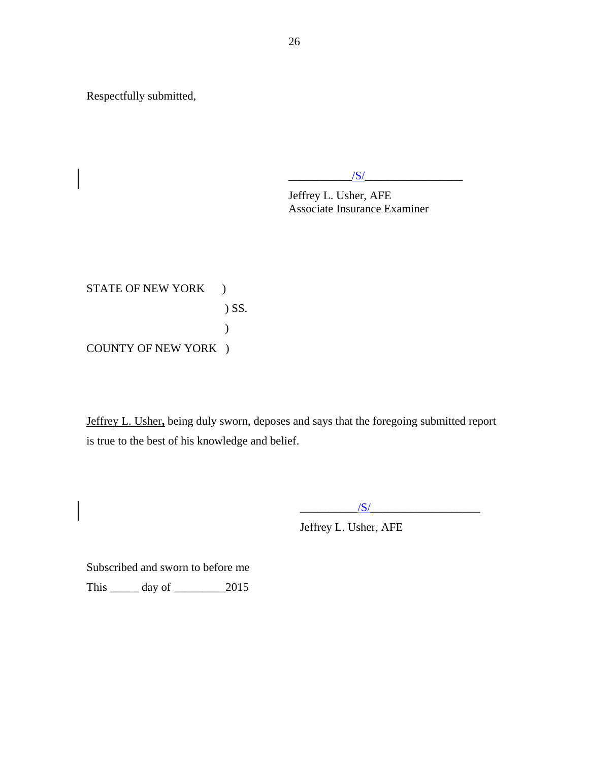Respectfully submitted,

___________/S/_________________

Jeffrey L. Usher, AFE
Associate Insurance Examiner

STATE OF NEW YORK )
) SS.
)
COUNTY OF NEW YORK )

Jeffrey L. Usher, being duly sworn, deposes and says that the foregoing submitted report is true to the best of his knowledge and belief.

__________/S/___________________

Jeffrey L. Usher, AFE

Subscribed and sworn to before me

This _____ day of _________2015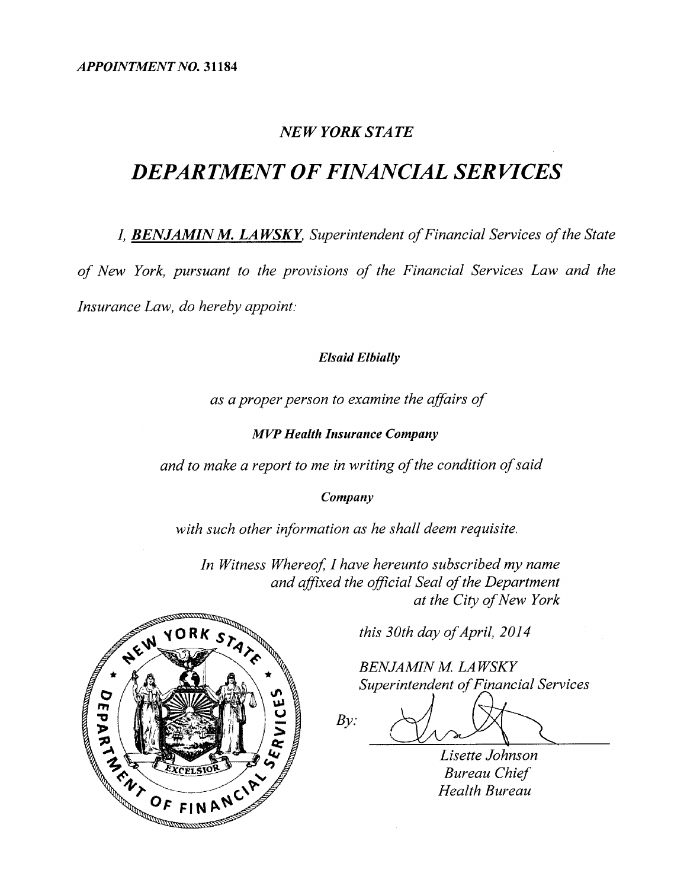*APPOINTMENT NO.* 31184

## *NEW YORK STATE*

# *DEPARTMENT OF FINANCIAL SERVICES*

*I, **BENJAMIN M. LAWSKY**, Superintendent of Financial Services of the State of New York, pursuant to the provisions of the Financial Services Law and the Insurance Law, do hereby appoint:*

***Elsaid Elbially***

*as a proper person to examine the affairs of*

***MVP Health Insurance Company***

*and to make a report to me in writing of the condition of said*

***Company***

*with such other information as he shall deem requisite.*

*In Witness Whereof, I have hereunto subscribed my name and affixed the official Seal of the Department at the City of New York*

*this 30th day of April, 2014*

*BENJAMIN M. LAWSKY*
*Superintendent of Financial Services*

*By:*

*Lisette Johnson*
*Bureau Chief*
*Health Bureau*